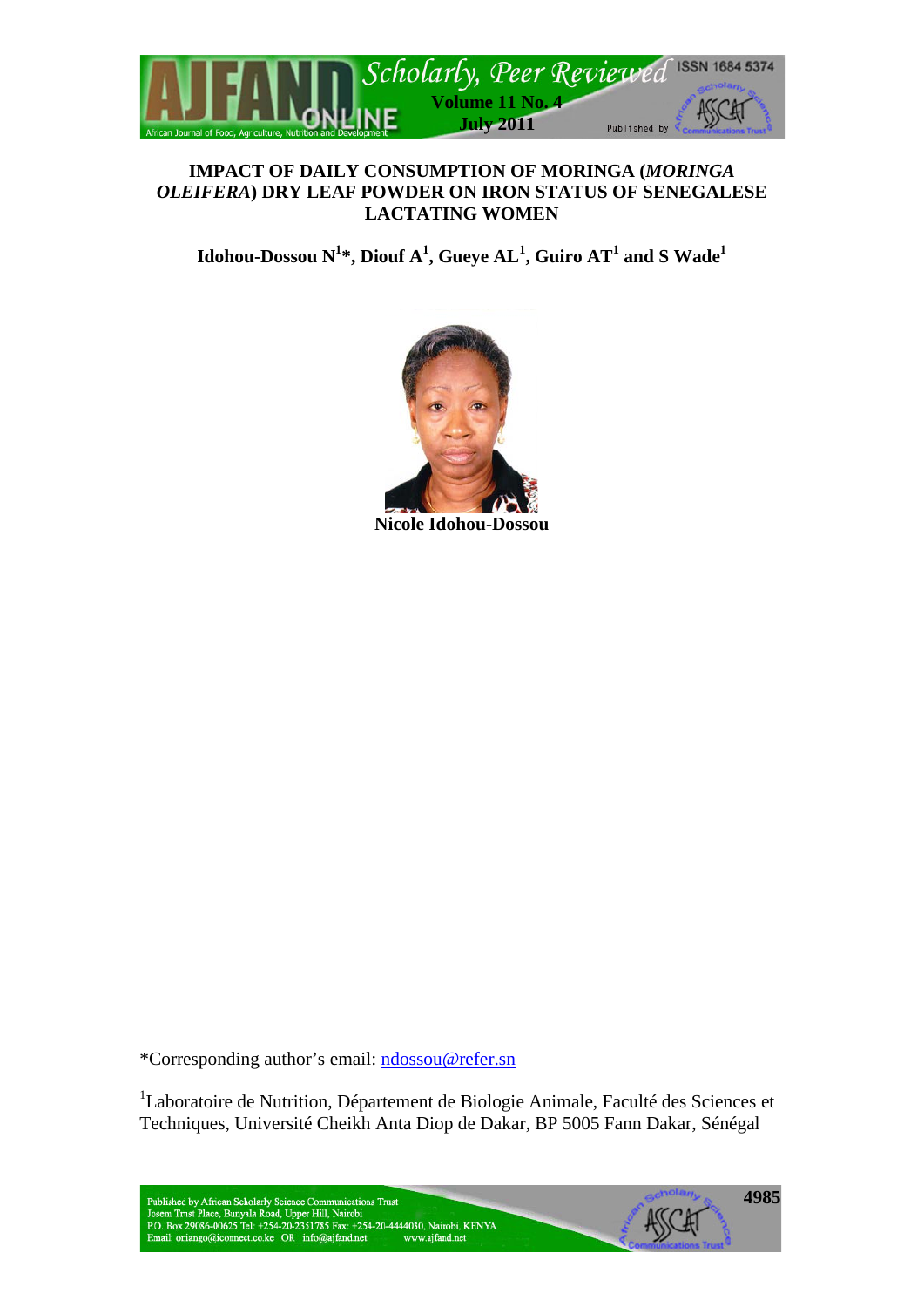# IMPACT OF DAILY CONSUMPTION OF MORINGA (*MORINGA OLEIFERA*) DRY LEAF POWDER ON IRON STATUS OF SENEGALESE LACTATING WOMEN

**Idohou-Dossou N[1]*, Diouf A[1], Gueye AL[1], Guiro AT[1] and S Wade[1]**

**Nicole Idohou-Dossou**

*Corresponding author's email: ndossou@refer.sn

[1]Laboratoire de Nutrition, Département de Biologie Animale, Faculté des Sciences et Techniques, Université Cheikh Anta Diop de Dakar, BP 5005 Fann Dakar, Sénégal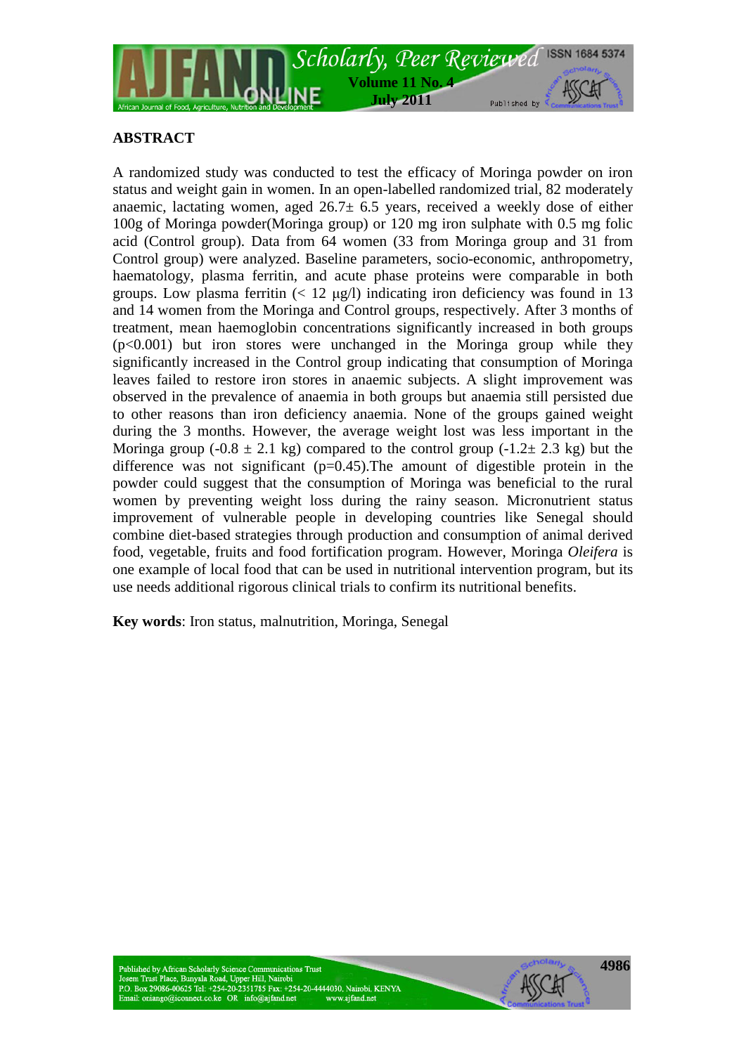## ABSTRACT

A randomized study was conducted to test the efficacy of Moringa powder on iron status and weight gain in women. In an open-labelled randomized trial, 82 moderately anaemic, lactating women, aged 26.7± 6.5 years, received a weekly dose of either 100g of Moringa powder(Moringa group) or 120 mg iron sulphate with 0.5 mg folic acid (Control group). Data from 64 women (33 from Moringa group and 31 from Control group) were analyzed. Baseline parameters, socio-economic, anthropometry, haematology, plasma ferritin, and acute phase proteins were comparable in both groups. Low plasma ferritin (< 12 µg/l) indicating iron deficiency was found in 13 and 14 women from the Moringa and Control groups, respectively. After 3 months of treatment, mean haemoglobin concentrations significantly increased in both groups ($p<0.001$) but iron stores were unchanged in the Moringa group while they significantly increased in the Control group indicating that consumption of Moringa leaves failed to restore iron stores in anaemic subjects. A slight improvement was observed in the prevalence of anaemia in both groups but anaemia still persisted due to other reasons than iron deficiency anaemia. None of the groups gained weight during the 3 months. However, the average weight lost was less important in the Moringa group (-0.8 ± 2.1 kg) compared to the control group (-1.2± 2.3 kg) but the difference was not significant ($p=0.45$).The amount of digestible protein in the powder could suggest that the consumption of Moringa was beneficial to the rural women by preventing weight loss during the rainy season. Micronutrient status improvement of vulnerable people in developing countries like Senegal should combine diet-based strategies through production and consumption of animal derived food, vegetable, fruits and food fortification program. However, Moringa *Oleifera* is one example of local food that can be used in nutritional intervention program, but its use needs additional rigorous clinical trials to confirm its nutritional benefits.

**Key words**: Iron status, malnutrition, Moringa, Senegal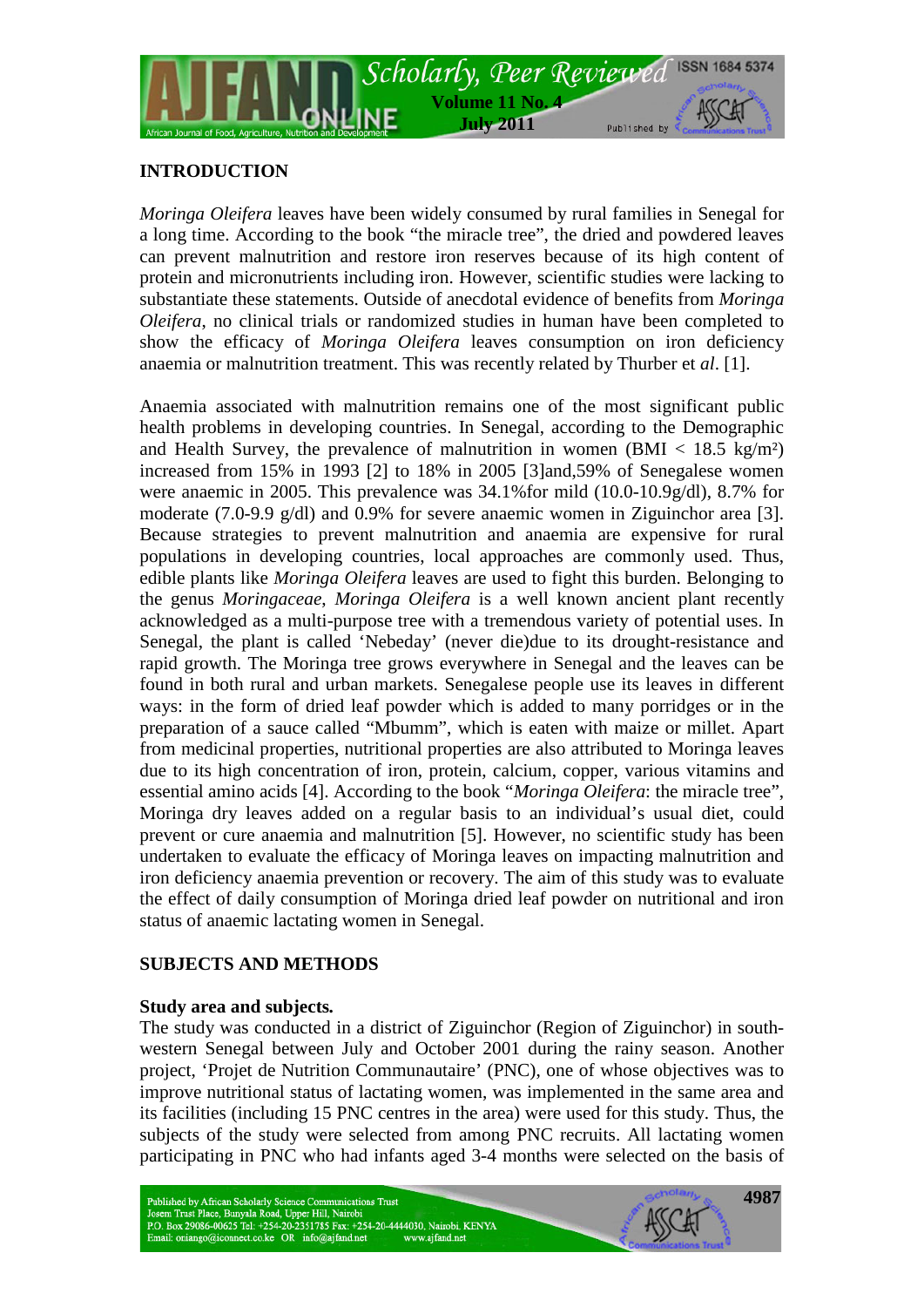## INTRODUCTION

*Moringa Oleifera* leaves have been widely consumed by rural families in Senegal for a long time. According to the book "the miracle tree", the dried and powdered leaves can prevent malnutrition and restore iron reserves because of its high content of protein and micronutrients including iron. However, scientific studies were lacking to substantiate these statements. Outside of anecdotal evidence of benefits from *Moringa Oleifera*, no clinical trials or randomized studies in human have been completed to show the efficacy of *Moringa Oleifera* leaves consumption on iron deficiency anaemia or malnutrition treatment. This was recently related by Thurber et *al*. [1].

Anaemia associated with malnutrition remains one of the most significant public health problems in developing countries. In Senegal, according to the Demographic and Health Survey, the prevalence of malnutrition in women (BMI < 18.5 kg/m²) increased from 15% in 1993 [2] to 18% in 2005 [3]and,59% of Senegalese women were anaemic in 2005. This prevalence was 34.1%for mild (10.0-10.9g/dl), 8.7% for moderate (7.0-9.9 g/dl) and 0.9% for severe anaemic women in Ziguinchor area [3]. Because strategies to prevent malnutrition and anaemia are expensive for rural populations in developing countries, local approaches are commonly used. Thus, edible plants like *Moringa Oleifera* leaves are used to fight this burden. Belonging to the genus *Moringaceae*, *Moringa Oleifera* is a well known ancient plant recently acknowledged as a multi-purpose tree with a tremendous variety of potential uses. In Senegal, the plant is called 'Nebeday' (never die)due to its drought-resistance and rapid growth. The Moringa tree grows everywhere in Senegal and the leaves can be found in both rural and urban markets. Senegalese people use its leaves in different ways: in the form of dried leaf powder which is added to many porridges or in the preparation of a sauce called "Mbumm", which is eaten with maize or millet. Apart from medicinal properties, nutritional properties are also attributed to Moringa leaves due to its high concentration of iron, protein, calcium, copper, various vitamins and essential amino acids [4]. According to the book "*Moringa Oleifera*: the miracle tree", Moringa dry leaves added on a regular basis to an individual's usual diet, could prevent or cure anaemia and malnutrition [5]. However, no scientific study has been undertaken to evaluate the efficacy of Moringa leaves on impacting malnutrition and iron deficiency anaemia prevention or recovery. The aim of this study was to evaluate the effect of daily consumption of Moringa dried leaf powder on nutritional and iron status of anaemic lactating women in Senegal.

## SUBJECTS AND METHODS

### Study area and subjects.

The study was conducted in a district of Ziguinchor (Region of Ziguinchor) in south-western Senegal between July and October 2001 during the rainy season. Another project, 'Projet de Nutrition Communautaire' (PNC), one of whose objectives was to improve nutritional status of lactating women, was implemented in the same area and its facilities (including 15 PNC centres in the area) were used for this study. Thus, the subjects of the study were selected from among PNC recruits. All lactating women participating in PNC who had infants aged 3-4 months were selected on the basis of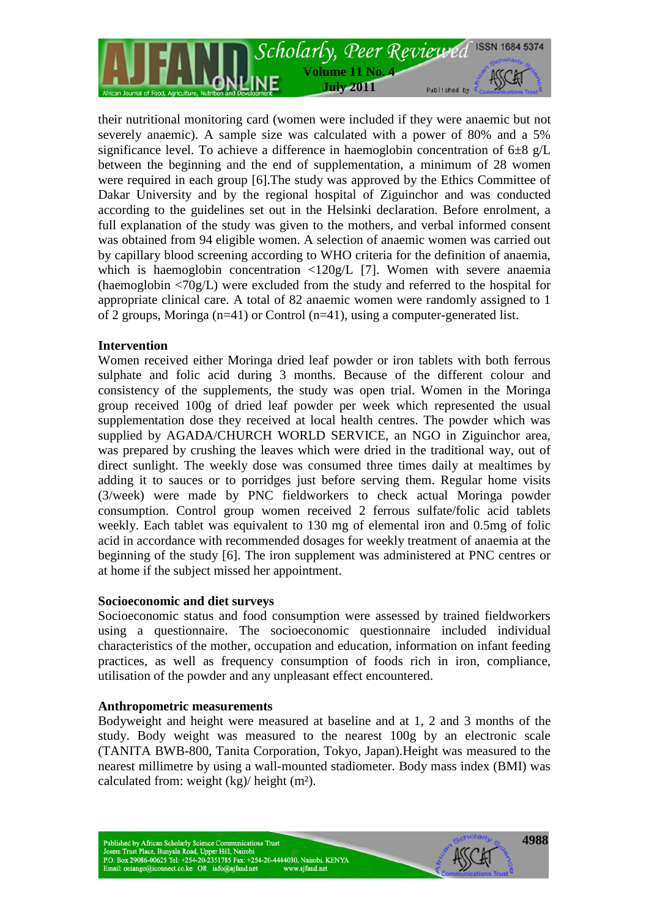their nutritional monitoring card (women were included if they were anaemic but not severely anaemic). A sample size was calculated with a power of 80% and a 5% significance level. To achieve a difference in haemoglobin concentration of 6±8 g/L between the beginning and the end of supplementation, a minimum of 28 women were required in each group [6].The study was approved by the Ethics Committee of Dakar University and by the regional hospital of Ziguinchor and was conducted according to the guidelines set out in the Helsinki declaration. Before enrolment, a full explanation of the study was given to the mothers, and verbal informed consent was obtained from 94 eligible women. A selection of anaemic women was carried out by capillary blood screening according to WHO criteria for the definition of anaemia, which is haemoglobin concentration <120g/L [7]. Women with severe anaemia (haemoglobin <70g/L) were excluded from the study and referred to the hospital for appropriate clinical care. A total of 82 anaemic women were randomly assigned to 1 of 2 groups, Moringa (n=41) or Control (n=41), using a computer-generated list.

**Intervention**

Women received either Moringa dried leaf powder or iron tablets with both ferrous sulphate and folic acid during 3 months. Because of the different colour and consistency of the supplements, the study was open trial. Women in the Moringa group received 100g of dried leaf powder per week which represented the usual supplementation dose they received at local health centres. The powder which was supplied by AGADA/CHURCH WORLD SERVICE, an NGO in Ziguinchor area, was prepared by crushing the leaves which were dried in the traditional way, out of direct sunlight. The weekly dose was consumed three times daily at mealtimes by adding it to sauces or to porridges just before serving them. Regular home visits (3/week) were made by PNC fieldworkers to check actual Moringa powder consumption. Control group women received 2 ferrous sulfate/folic acid tablets weekly. Each tablet was equivalent to 130 mg of elemental iron and 0.5mg of folic acid in accordance with recommended dosages for weekly treatment of anaemia at the beginning of the study [6]. The iron supplement was administered at PNC centres or at home if the subject missed her appointment.

**Socioeconomic and diet surveys**

Socioeconomic status and food consumption were assessed by trained fieldworkers using a questionnaire. The socioeconomic questionnaire included individual characteristics of the mother, occupation and education, information on infant feeding practices, as well as frequency consumption of foods rich in iron, compliance, utilisation of the powder and any unpleasant effect encountered.

**Anthropometric measurements**

Bodyweight and height were measured at baseline and at 1, 2 and 3 months of the study. Body weight was measured to the nearest 100g by an electronic scale (TANITA BWB-800, Tanita Corporation, Tokyo, Japan).Height was measured to the nearest millimetre by using a wall-mounted stadiometer. Body mass index (BMI) was calculated from: weight (kg)/ height ($m^2$).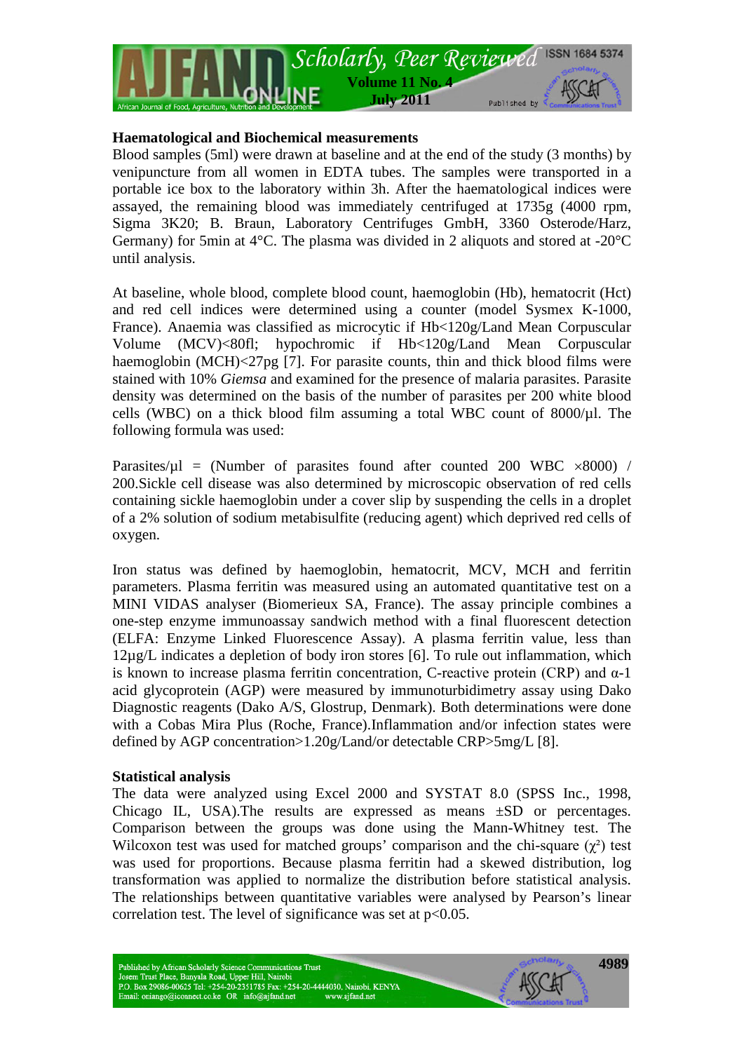### Haematological and Biochemical measurements

Blood samples (5ml) were drawn at baseline and at the end of the study (3 months) by venipuncture from all women in EDTA tubes. The samples were transported in a portable ice box to the laboratory within 3h. After the haematological indices were assayed, the remaining blood was immediately centrifuged at 1735g (4000 rpm, Sigma 3K20; B. Braun, Laboratory Centrifuges GmbH, 3360 Osterode/Harz, Germany) for 5min at 4°C. The plasma was divided in 2 aliquots and stored at -20°C until analysis.

At baseline, whole blood, complete blood count, haemoglobin (Hb), hematocrit (Hct) and red cell indices were determined using a counter (model Sysmex K-1000, France). Anaemia was classified as microcytic if Hb<120g/Land Mean Corpuscular Volume (MCV)<80fl; hypochromic if Hb<120g/Land Mean Corpuscular haemoglobin (MCH)<27pg [7]. For parasite counts, thin and thick blood films were stained with 10% *Giemsa* and examined for the presence of malaria parasites. Parasite density was determined on the basis of the number of parasites per 200 white blood cells (WBC) on a thick blood film assuming a total WBC count of 8000/µl. The following formula was used:

Parasites/µl = (Number of parasites found after counted 200 WBC $\times$8000) / 200.Sickle cell disease was also determined by microscopic observation of red cells containing sickle haemoglobin under a cover slip by suspending the cells in a droplet of a 2% solution of sodium metabisulfite (reducing agent) which deprived red cells of oxygen.

Iron status was defined by haemoglobin, hematocrit, MCV, MCH and ferritin parameters. Plasma ferritin was measured using an automated quantitative test on a MINI VIDAS analyser (Biomerieux SA, France). The assay principle combines a one-step enzyme immunoassay sandwich method with a final fluorescent detection (ELFA: Enzyme Linked Fluorescence Assay). A plasma ferritin value, less than 12µg/L indicates a depletion of body iron stores [6]. To rule out inflammation, which is known to increase plasma ferritin concentration, C-reactive protein (CRP) and $\alpha$-1 acid glycoprotein (AGP) were measured by immunoturbidimetry assay using Dako Diagnostic reagents (Dako A/S, Glostrup, Denmark). Both determinations were done with a Cobas Mira Plus (Roche, France).Inflammation and/or infection states were defined by AGP concentration>1.20g/Land/or detectable CRP>5mg/L [8].

### Statistical analysis

The data were analyzed using Excel 2000 and SYSTAT 8.0 (SPSS Inc., 1998, Chicago IL, USA).The results are expressed as means ±SD or percentages. Comparison between the groups was done using the Mann-Whitney test. The Wilcoxon test was used for matched groups' comparison and the chi-square ($\chi^2$) test was used for proportions. Because plasma ferritin had a skewed distribution, log transformation was applied to normalize the distribution before statistical analysis. The relationships between quantitative variables were analysed by Pearson's linear correlation test. The level of significance was set at $p<0.05$.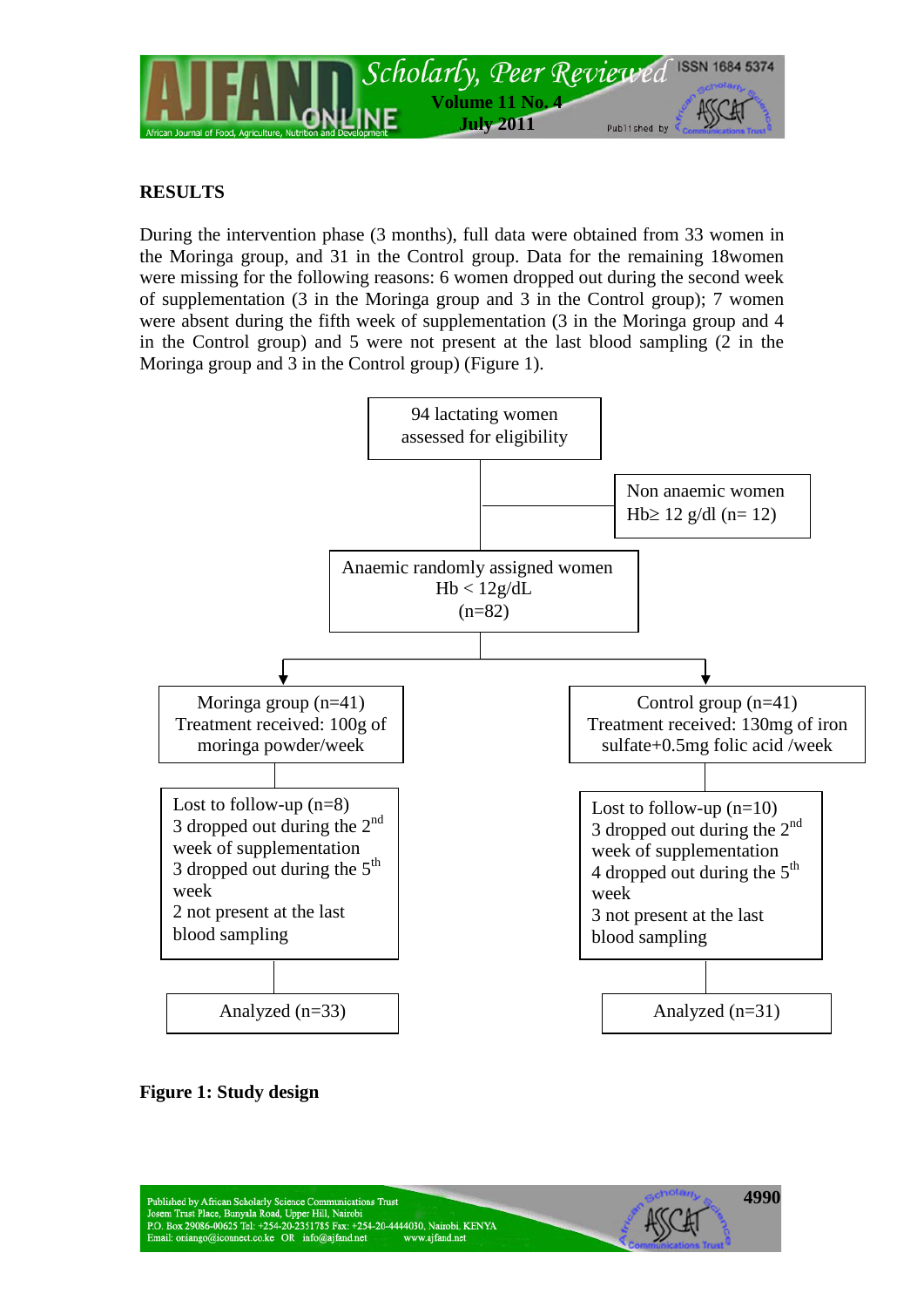## RESULTS

During the intervention phase (3 months), full data were obtained from 33 women in the Moringa group, and 31 in the Control group. Data for the remaining 18women were missing for the following reasons: 6 women dropped out during the second week of supplementation (3 in the Moringa group and 3 in the Control group); 7 women were absent during the fifth week of supplementation (3 in the Moringa group and 4 in the Control group) and 5 were not present at the last blood sampling (2 in the Moringa group and 3 in the Control group) (Figure 1).

94 lactating women assessed for eligibility

Non anaemic women Hb≥ 12 g/dl (n= 12)

Anaemic randomly assigned women Hb < 12g/dL (n=82)

| Moringa group | Control group |
|---|---|
| Moringa group (n=41) Treatment received: 100g of moringa powder/week | Control group (n=41) Treatment received: 130mg of iron sulfate+0.5mg folic acid /week |
| Lost to follow-up (n=8) 3 dropped out during the 2nd week of supplementation 3 dropped out during the 5th week 2 not present at the last blood sampling | Lost to follow-up (n=10) 3 dropped out during the 2nd week of supplementation 4 dropped out during the 5th week 3 not present at the last blood sampling |
| Analyzed (n=33) | Analyzed (n=31) |

**Figure 1: Study design**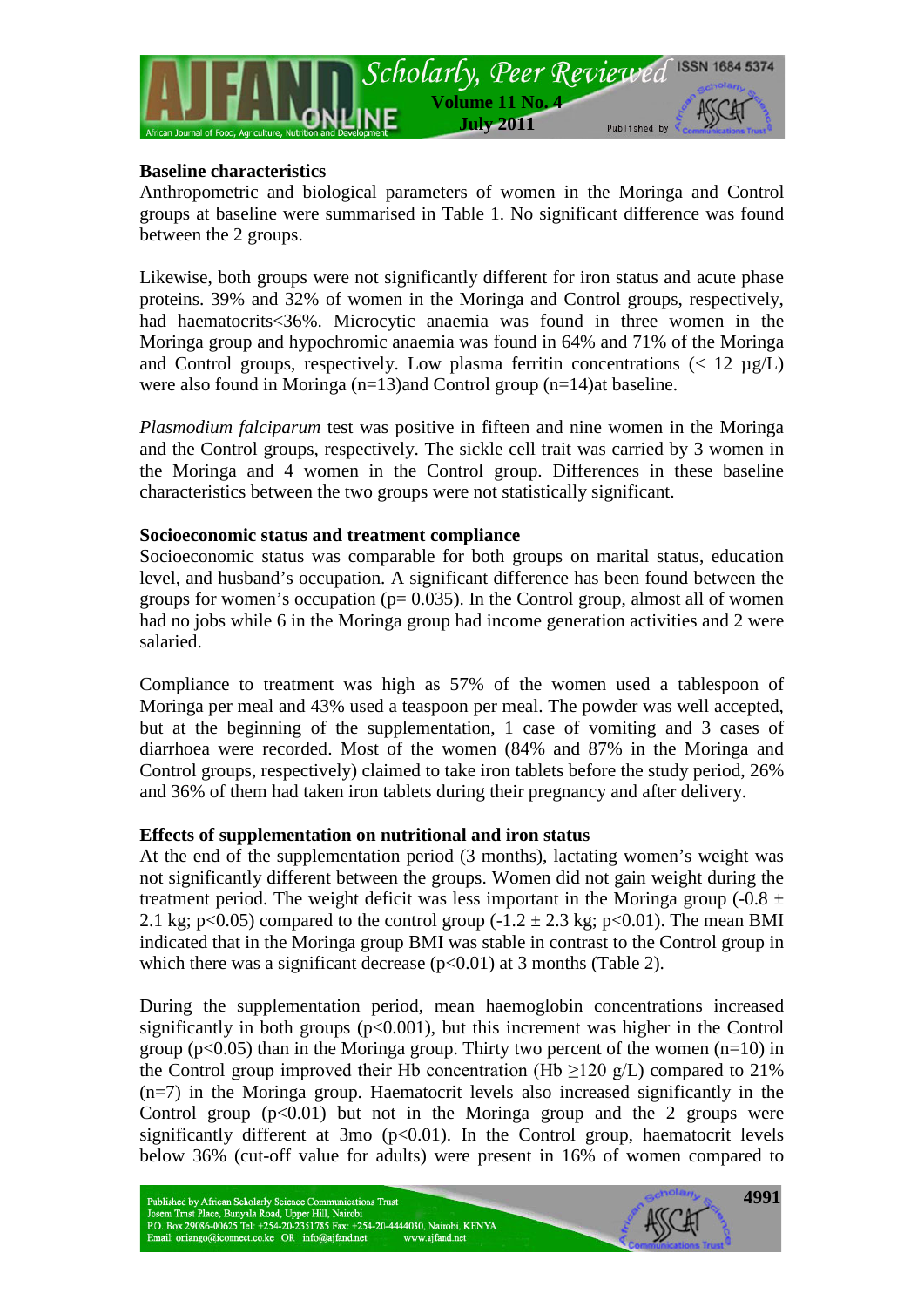### Baseline characteristics

Anthropometric and biological parameters of women in the Moringa and Control groups at baseline were summarised in Table 1. No significant difference was found between the 2 groups.

Likewise, both groups were not significantly different for iron status and acute phase proteins. 39% and 32% of women in the Moringa and Control groups, respectively, had haematocrits<36%. Microcytic anaemia was found in three women in the Moringa group and hypochromic anaemia was found in 64% and 71% of the Moringa and Control groups, respectively. Low plasma ferritin concentrations (< 12 µg/L) were also found in Moringa (n=13)and Control group (n=14)at baseline.

*Plasmodium falciparum* test was positive in fifteen and nine women in the Moringa and the Control groups, respectively. The sickle cell trait was carried by 3 women in the Moringa and 4 women in the Control group. Differences in these baseline characteristics between the two groups were not statistically significant.

### Socioeconomic status and treatment compliance

Socioeconomic status was comparable for both groups on marital status, education level, and husband's occupation. A significant difference has been found between the groups for women's occupation (p= 0.035). In the Control group, almost all of women had no jobs while 6 in the Moringa group had income generation activities and 2 were salaried.

Compliance to treatment was high as 57% of the women used a tablespoon of Moringa per meal and 43% used a teaspoon per meal. The powder was well accepted, but at the beginning of the supplementation, 1 case of vomiting and 3 cases of diarrhoea were recorded. Most of the women (84% and 87% in the Moringa and Control groups, respectively) claimed to take iron tablets before the study period, 26% and 36% of them had taken iron tablets during their pregnancy and after delivery.

### Effects of supplementation on nutritional and iron status

At the end of the supplementation period (3 months), lactating women's weight was not significantly different between the groups. Women did not gain weight during the treatment period. The weight deficit was less important in the Moringa group ($-0.8 \pm 2.1$ kg; $p<0.05$) compared to the control group ($-1.2 \pm 2.3$ kg; $p<0.01$). The mean BMI indicated that in the Moringa group BMI was stable in contrast to the Control group in which there was a significant decrease ($p<0.01$) at 3 months (Table 2).

During the supplementation period, mean haemoglobin concentrations increased significantly in both groups ($p<0.001$), but this increment was higher in the Control group ($p<0.05$) than in the Moringa group. Thirty two percent of the women (n=10) in the Control group improved their Hb concentration (Hb $\geq$120 g/L) compared to 21% (n=7) in the Moringa group. Haematocrit levels also increased significantly in the Control group ($p<0.01$) but not in the Moringa group and the 2 groups were significantly different at 3mo ($p<0.01$). In the Control group, haematocrit levels below 36% (cut-off value for adults) were present in 16% of women compared to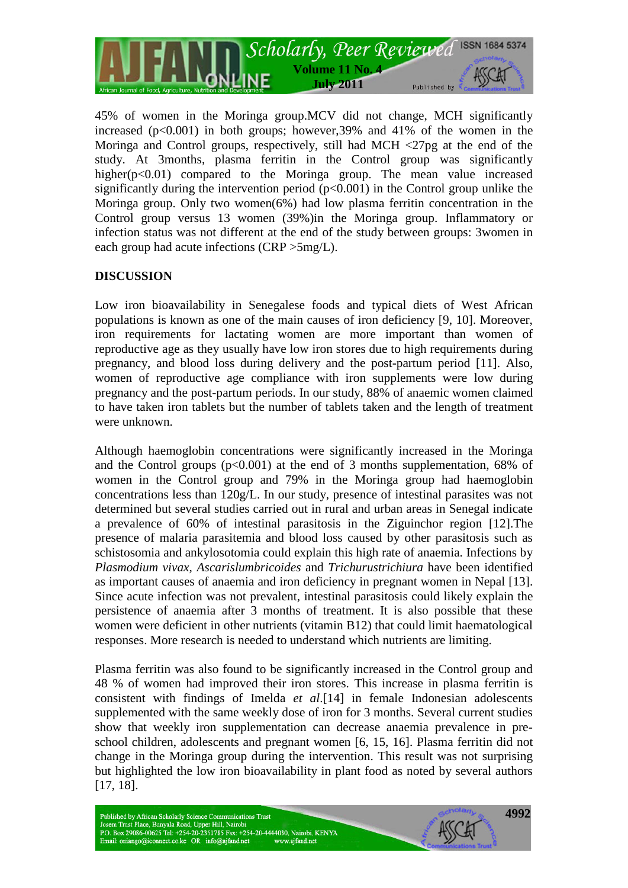45% of women in the Moringa group.MCV did not change, MCH significantly increased (p<0.001) in both groups; however,39% and 41% of the women in the Moringa and Control groups, respectively, still had MCH <27pg at the end of the study. At 3months, plasma ferritin in the Control group was significantly higher(p<0.01) compared to the Moringa group. The mean value increased significantly during the intervention period (p<0.001) in the Control group unlike the Moringa group. Only two women(6%) had low plasma ferritin concentration in the Control group versus 13 women (39%)in the Moringa group. Inflammatory or infection status was not different at the end of the study between groups: 3women in each group had acute infections (CRP >5mg/L).

## DISCUSSION

Low iron bioavailability in Senegalese foods and typical diets of West African populations is known as one of the main causes of iron deficiency [9, 10]. Moreover, iron requirements for lactating women are more important than women of reproductive age as they usually have low iron stores due to high requirements during pregnancy, and blood loss during delivery and the post-partum period [11]. Also, women of reproductive age compliance with iron supplements were low during pregnancy and the post-partum periods. In our study, 88% of anaemic women claimed to have taken iron tablets but the number of tablets taken and the length of treatment were unknown.

Although haemoglobin concentrations were significantly increased in the Moringa and the Control groups (p<0.001) at the end of 3 months supplementation, 68% of women in the Control group and 79% in the Moringa group had haemoglobin concentrations less than 120g/L. In our study, presence of intestinal parasites was not determined but several studies carried out in rural and urban areas in Senegal indicate a prevalence of 60% of intestinal parasitosis in the Ziguinchor region [12].The presence of malaria parasitemia and blood loss caused by other parasitosis such as schistosomia and ankylosotomia could explain this high rate of anaemia. Infections by *Plasmodium vivax*, *Ascarislumbricoides* and *Trichurustrichiura* have been identified as important causes of anaemia and iron deficiency in pregnant women in Nepal [13]. Since acute infection was not prevalent, intestinal parasitosis could likely explain the persistence of anaemia after 3 months of treatment. It is also possible that these women were deficient in other nutrients (vitamin B12) that could limit haematological responses. More research is needed to understand which nutrients are limiting.

Plasma ferritin was also found to be significantly increased in the Control group and 48 % of women had improved their iron stores. This increase in plasma ferritin is consistent with findings of Imelda *et al*.[14] in female Indonesian adolescents supplemented with the same weekly dose of iron for 3 months. Several current studies show that weekly iron supplementation can decrease anaemia prevalence in pre-school children, adolescents and pregnant women [6, 15, 16]. Plasma ferritin did not change in the Moringa group during the intervention. This result was not surprising but highlighted the low iron bioavailability in plant food as noted by several authors [17, 18].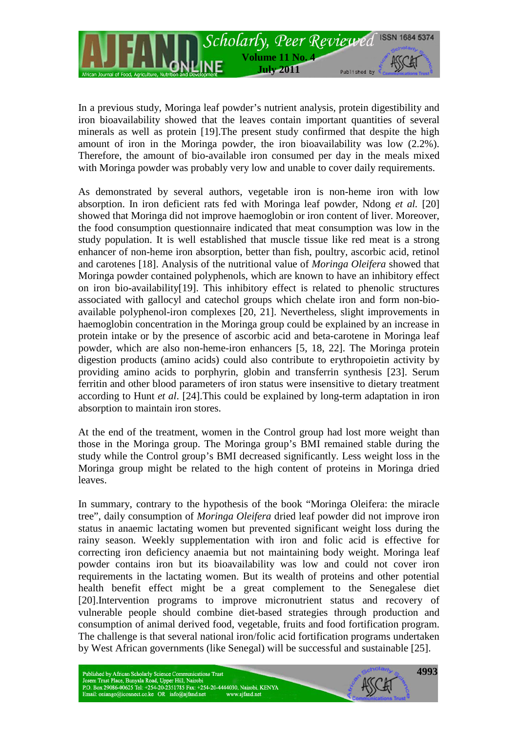In a previous study, Moringa leaf powder's nutrient analysis, protein digestibility and iron bioavailability showed that the leaves contain important quantities of several minerals as well as protein [19].The present study confirmed that despite the high amount of iron in the Moringa powder, the iron bioavailability was low (2.2%). Therefore, the amount of bio-available iron consumed per day in the meals mixed with Moringa powder was probably very low and unable to cover daily requirements.

As demonstrated by several authors, vegetable iron is non-heme iron with low absorption. In iron deficient rats fed with Moringa leaf powder, Ndong *et al.* [20] showed that Moringa did not improve haemoglobin or iron content of liver. Moreover, the food consumption questionnaire indicated that meat consumption was low in the study population. It is well established that muscle tissue like red meat is a strong enhancer of non-heme iron absorption, better than fish, poultry, ascorbic acid, retinol and carotenes [18]. Analysis of the nutritional value of *Moringa Oleifera* showed that Moringa powder contained polyphenols, which are known to have an inhibitory effect on iron bio-availability[19]. This inhibitory effect is related to phenolic structures associated with gallocyl and catechol groups which chelate iron and form non-bio-available polyphenol-iron complexes [20, 21]. Nevertheless, slight improvements in haemoglobin concentration in the Moringa group could be explained by an increase in protein intake or by the presence of ascorbic acid and beta-carotene in Moringa leaf powder, which are also non-heme-iron enhancers [5, 18, 22]. The Moringa protein digestion products (amino acids) could also contribute to erythropoietin activity by providing amino acids to porphyrin, globin and transferrin synthesis [23]. Serum ferritin and other blood parameters of iron status were insensitive to dietary treatment according to Hunt *et al*. [24].This could be explained by long-term adaptation in iron absorption to maintain iron stores.

At the end of the treatment, women in the Control group had lost more weight than those in the Moringa group. The Moringa group's BMI remained stable during the study while the Control group's BMI decreased significantly. Less weight loss in the Moringa group might be related to the high content of proteins in Moringa dried leaves.

In summary, contrary to the hypothesis of the book "Moringa Oleifera: the miracle tree", daily consumption of *Moringa Oleifera* dried leaf powder did not improve iron status in anaemic lactating women but prevented significant weight loss during the rainy season. Weekly supplementation with iron and folic acid is effective for correcting iron deficiency anaemia but not maintaining body weight. Moringa leaf powder contains iron but its bioavailability was low and could not cover iron requirements in the lactating women. But its wealth of proteins and other potential health benefit effect might be a great complement to the Senegalese diet [20].Intervention programs to improve micronutrient status and recovery of vulnerable people should combine diet-based strategies through production and consumption of animal derived food, vegetable, fruits and food fortification program. The challenge is that several national iron/folic acid fortification programs undertaken by West African governments (like Senegal) will be successful and sustainable [25].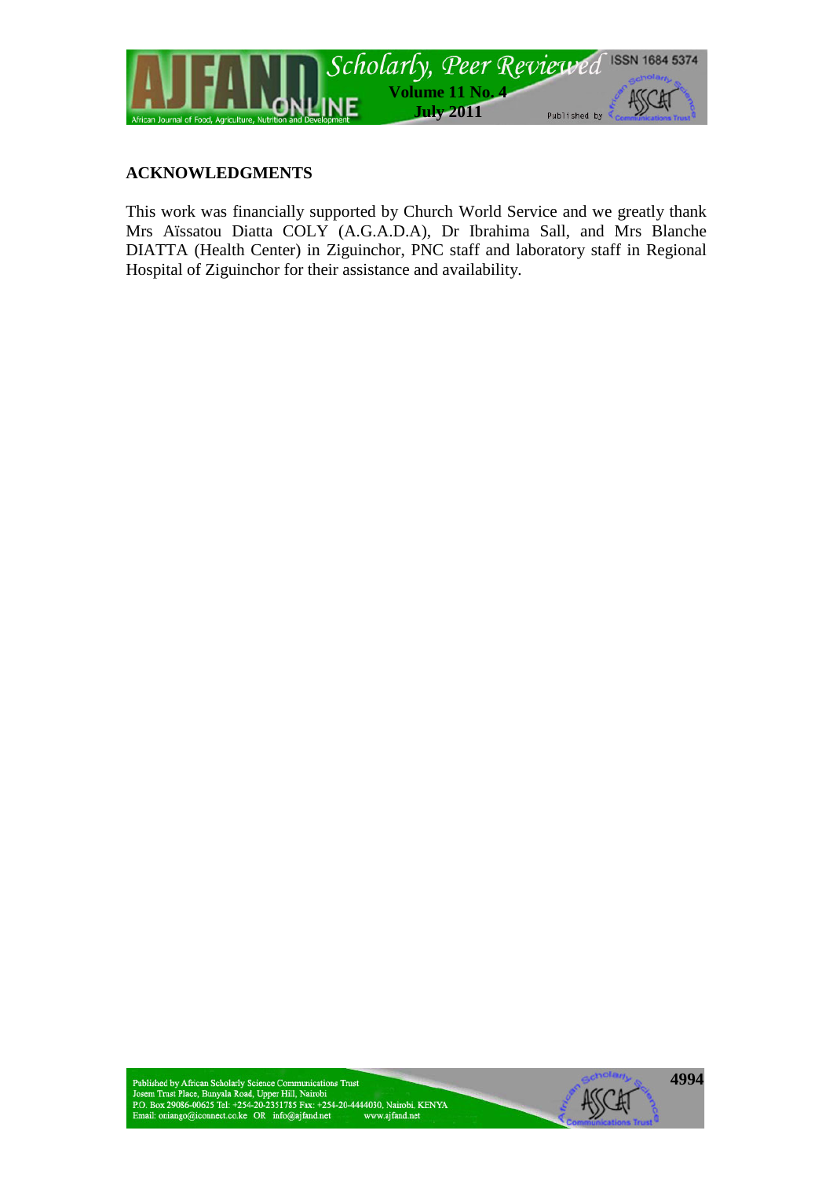## ACKNOWLEDGMENTS

This work was financially supported by Church World Service and we greatly thank Mrs Aïssatou Diatta COLY (A.G.A.D.A), Dr Ibrahima Sall, and Mrs Blanche DIATTA (Health Center) in Ziguinchor, PNC staff and laboratory staff in Regional Hospital of Ziguinchor for their assistance and availability.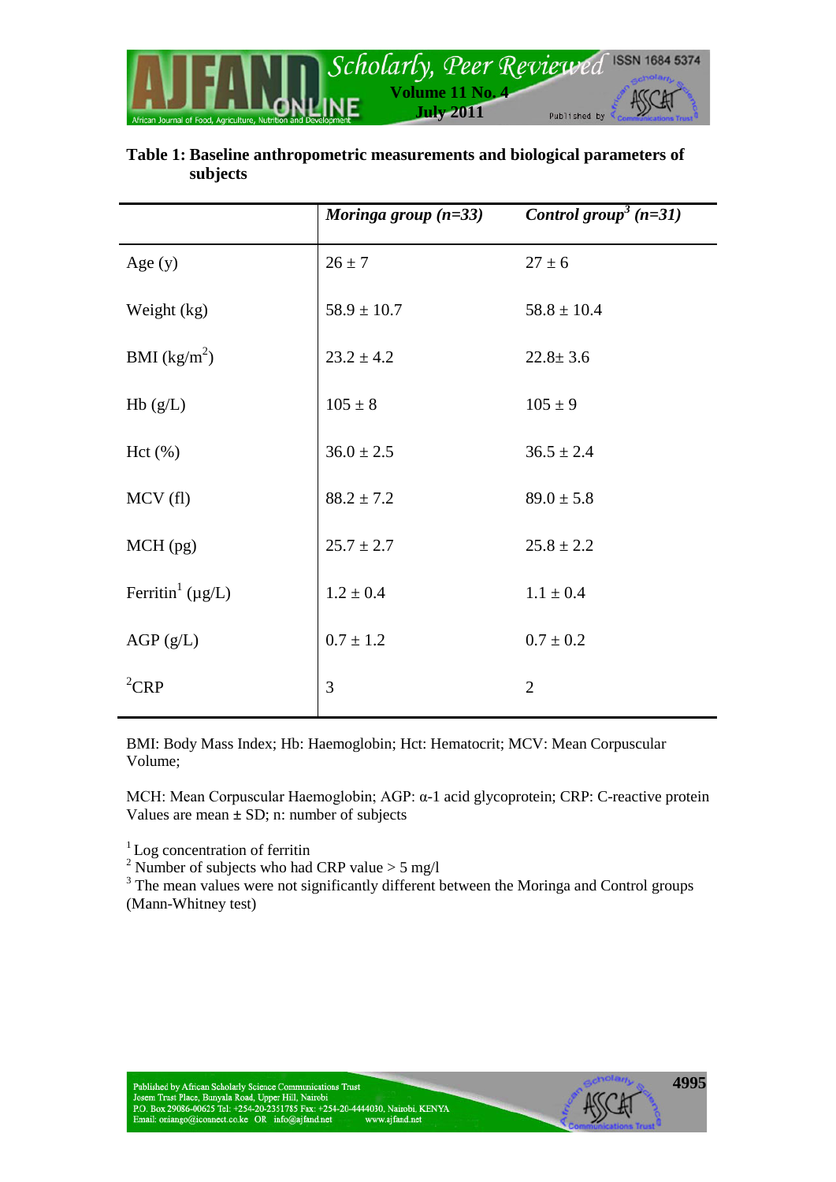**Table 1: Baseline anthropometric measurements and biological parameters of subjects**

| | *Moringa group (n=33)* | *Control group[3] (n=31)* |
|---|---|---|
| Age (y) | 26 ± 7 | 27 ± 6 |
| Weight (kg) | 58.9 ± 10.7 | 58.8 ± 10.4 |
| BMI ($kg/m^2$) | 23.2 ± 4.2 | 22.8± 3.6 |
| Hb (g/L) | 105 ± 8 | 105 ± 9 |
| Hct (%) | 36.0 ± 2.5 | 36.5 ± 2.4 |
| MCV (fl) | 88.2 ± 7.2 | 89.0 ± 5.8 |
| MCH (pg) | 25.7 ± 2.7 | 25.8 ± 2.2 |
| Ferritin[1] (µg/L) | 1.2 ± 0.4 | 1.1 ± 0.4 |
| AGP (g/L) | 0.7 ± 1.2 | 0.7 ± 0.2 |
| [2]CRP | 3 | 2 |

BMI: Body Mass Index; Hb: Haemoglobin; Hct: Hematocrit; MCV: Mean Corpuscular Volume;

MCH: Mean Corpuscular Haemoglobin; AGP: α-1 acid glycoprotein; CRP: C-reactive protein
Values are mean ± SD; n: number of subjects

[1] Log concentration of ferritin
[2] Number of subjects who had CRP value > 5 mg/l
[3] The mean values were not significantly different between the Moringa and Control groups (Mann-Whitney test)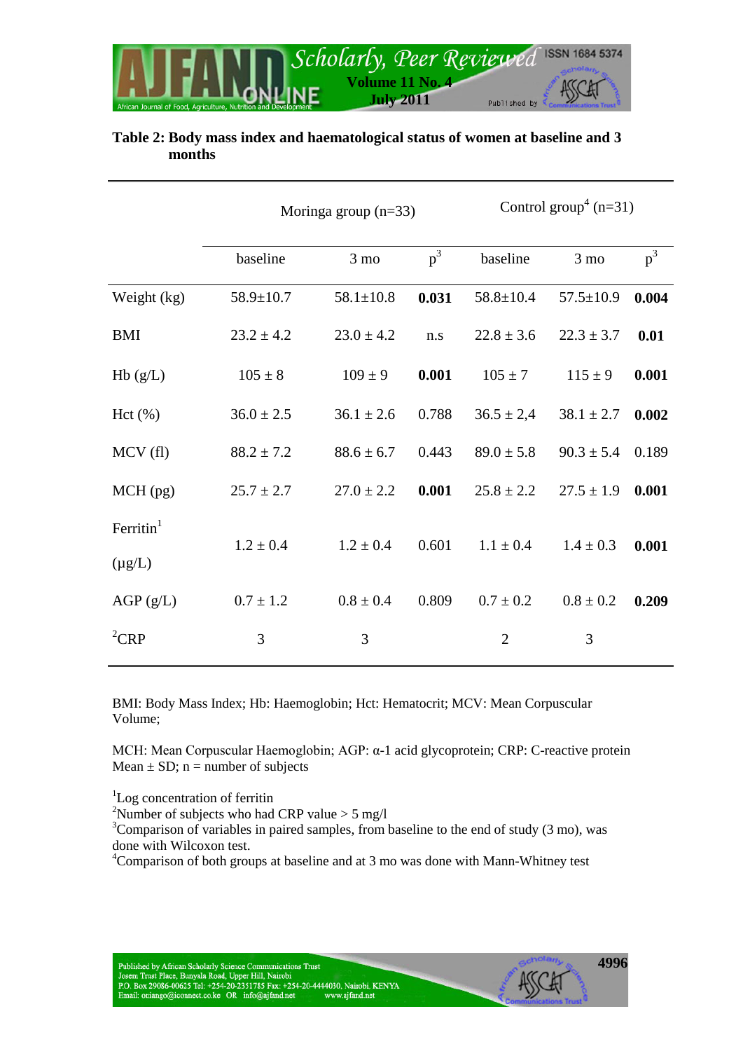**Table 2: Body mass index and haematological status of women at baseline and 3 months**

| | Moringa group (n=33) | | | Control group[4] (n=31) | | |
|---|---|---|---|---|---|---|
| | baseline | 3 mo | p[3] | baseline | 3 mo | p[3] |
| Weight (kg) | 58.9±10.7 | 58.1±10.8 | **0.031** | 58.8±10.4 | 57.5±10.9 | **0.004** |
| BMI | 23.2 ± 4.2 | 23.0 ± 4.2 | n.s | 22.8 ± 3.6 | 22.3 ± 3.7 | **0.01** |
| Hb (g/L) | 105 ± 8 | 109 ± 9 | **0.001** | 105 ± 7 | 115 ± 9 | **0.001** |
| Hct (%) | 36.0 ± 2.5 | 36.1 ± 2.6 | 0.788 | 36.5 ± 2,4 | 38.1 ± 2.7 | **0.002** |
| MCV (fl) | 88.2 ± 7.2 | 88.6 ± 6.7 | 0.443 | 89.0 ± 5.8 | 90.3 ± 5.4 | 0.189 |
| MCH (pg) | 25.7 ± 2.7 | 27.0 ± 2.2 | **0.001** | 25.8 ± 2.2 | 27.5 ± 1.9 | **0.001** |
| Ferritin[1] (µg/L) | 1.2 ± 0.4 | 1.2 ± 0.4 | 0.601 | 1.1 ± 0.4 | 1.4 ± 0.3 | **0.001** |
| AGP (g/L) | 0.7 ± 1.2 | 0.8 ± 0.4 | 0.809 | 0.7 ± 0.2 | 0.8 ± 0.2 | **0.209** |
| [2]CRP | 3 | 3 | | 2 | 3 | |

BMI: Body Mass Index; Hb: Haemoglobin; Hct: Hematocrit; MCV: Mean Corpuscular Volume;

MCH: Mean Corpuscular Haemoglobin; AGP: α-1 acid glycoprotein; CRP: C-reactive protein
Mean ± SD; n = number of subjects

[1]Log concentration of ferritin
[2]Number of subjects who had CRP value > 5 mg/l
[3]Comparison of variables in paired samples, from baseline to the end of study (3 mo), was done with Wilcoxon test.
[4]Comparison of both groups at baseline and at 3 mo was done with Mann-Whitney test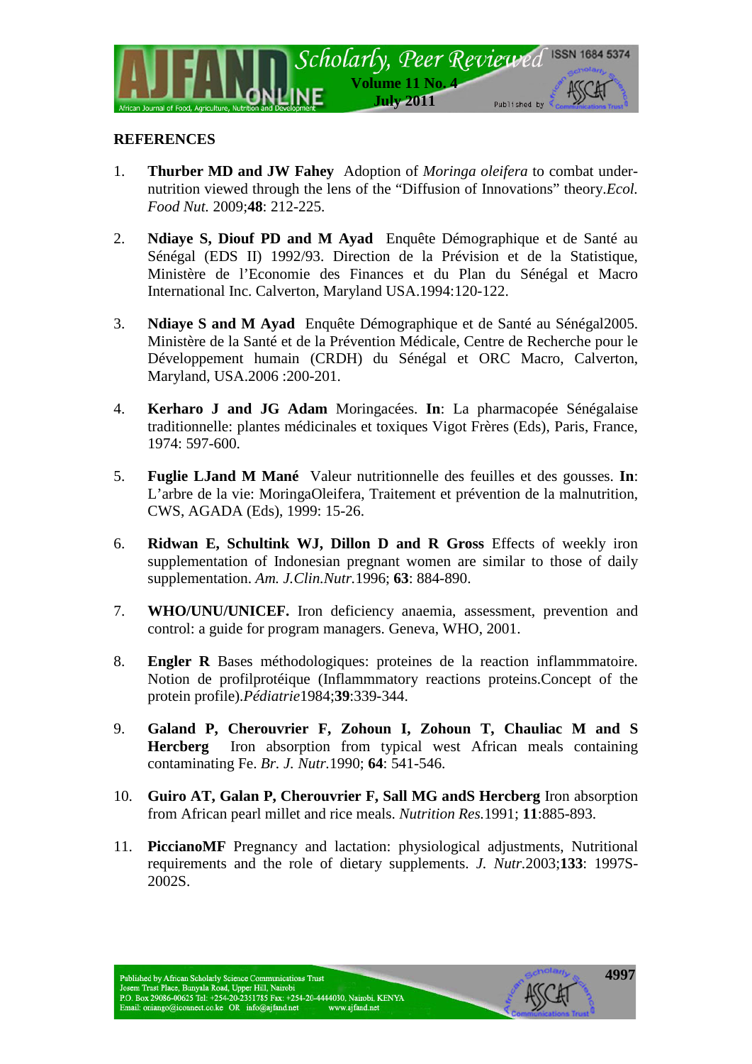## REFERENCES

1. **Thurber MD and JW Fahey** Adoption of *Moringa oleifera* to combat under-nutrition viewed through the lens of the "Diffusion of Innovations" theory.*Ecol. Food Nut.* 2009;**48**: 212-225.

2. **Ndiaye S, Diouf PD and M Ayad** Enquête Démographique et de Santé au Sénégal (EDS II) 1992/93. Direction de la Prévision et de la Statistique, Ministère de l'Economie des Finances et du Plan du Sénégal et Macro International Inc. Calverton, Maryland USA.1994:120-122.

3. **Ndiaye S and M Ayad** Enquête Démographique et de Santé au Sénégal2005. Ministère de la Santé et de la Prévention Médicale, Centre de Recherche pour le Développement humain (CRDH) du Sénégal et ORC Macro, Calverton, Maryland, USA.2006 :200-201.

4. **Kerharo J and JG Adam** Moringacées. **In**: La pharmacopée Sénégalaise traditionnelle: plantes médicinales et toxiques Vigot Frères (Eds), Paris, France, 1974: 597-600.

5. **Fuglie LJand M Mané** Valeur nutritionnelle des feuilles et des gousses. **In**: L'arbre de la vie: MoringaOleifera, Traitement et prévention de la malnutrition, CWS, AGADA (Eds), 1999: 15-26.

6. **Ridwan E, Schultink WJ, Dillon D and R Gross** Effects of weekly iron supplementation of Indonesian pregnant women are similar to those of daily supplementation. *Am. J.Clin.Nutr.*1996; **63**: 884-890.

7. **WHO/UNU/UNICEF.** Iron deficiency anaemia, assessment, prevention and control: a guide for program managers. Geneva, WHO, 2001.

8. **Engler R** Bases méthodologiques: proteines de la reaction inflammmatoire. Notion de profilprotéique (Inflammmatory reactions proteins.Concept of the protein profile).*Pédiatrie*1984;**39**:339-344.

9. **Galand P, Cherouvrier F, Zohoun I, Zohoun T, Chauliac M and S Hercberg** Iron absorption from typical west African meals containing contaminating Fe. *Br. J. Nutr.*1990; **64**: 541-546.

10. **Guiro AT, Galan P, Cherouvrier F, Sall MG andS Hercberg** Iron absorption from African pearl millet and rice meals. *Nutrition Res.*1991; **11**:885-893.

11. **PiccianoMF** Pregnancy and lactation: physiological adjustments, Nutritional requirements and the role of dietary supplements. *J. Nutr.*2003;**133**: 1997S-2002S.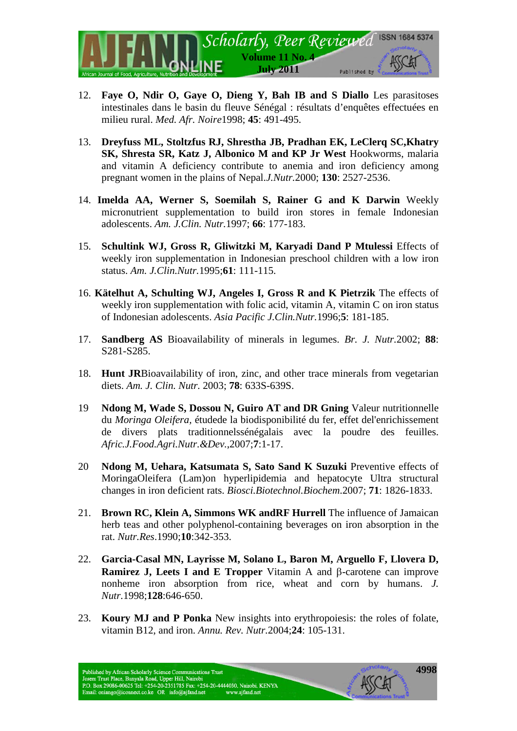12. **Faye O, Ndir O, Gaye O, Dieng Y, Bah IB and S Diallo** Les parasitoses intestinales dans le basin du fleuve Sénégal : résultats d'enquêtes effectuées en milieu rural. *Med. Afr. Noire*1998; **45**: 491-495.

13. **Dreyfuss ML, Stoltzfus RJ, Shrestha JB, Pradhan EK, LeClerq SC,Khatry SK, Shresta SR, Katz J, Albonico M and KP Jr West** Hookworms, malaria and vitamin A deficiency contribute to anemia and iron deficiency among pregnant women in the plains of Nepal.*J.Nutr.*2000; **130**: 2527-2536.

14. **Imelda AA, Werner S, Soemilah S, Rainer G and K Darwin** Weekly micronutrient supplementation to build iron stores in female Indonesian adolescents. *Am. J.Clin. Nutr.*1997; **66**: 177-183.

15. **Schultink WJ, Gross R, Gliwitzki M, Karyadi Dand P Mtulessi** Effects of weekly iron supplementation in Indonesian preschool children with a low iron status. *Am. J.Clin.Nutr.*1995;**61**: 111-115.

16. **Kätelhut A, Schulting WJ, Angeles I, Gross R and K Pietrzik** The effects of weekly iron supplementation with folic acid, vitamin A, vitamin C on iron status of Indonesian adolescents. *Asia Pacific J.Clin.Nutr.*1996;**5**: 181-185.

17. **Sandberg AS** Bioavailability of minerals in legumes. *Br. J. Nutr.*2002; **88**: S281-S285.

18. **Hunt JR**Bioavailability of iron, zinc, and other trace minerals from vegetarian diets. *Am. J. Clin. Nutr.* 2003; **78**: 633S-639S.

19 **Ndong M, Wade S, Dossou N, Guiro AT and DR Gning** Valeur nutritionnelle du *Moringa Oleifera*, étudede la biodisponibilité du fer, effet del'enrichissement de divers plats traditionnelssénégalais avec la poudre des feuilles. *Afric.J.Food.Agri.Nutr.&Dev.*,2007;**7**:1-17.

20 **Ndong M, Uehara, Katsumata S, Sato Sand K Suzuki** Preventive effects of MoringaOleifera (Lam)on hyperlipidemia and hepatocyte Ultra structural changes in iron deficient rats. *Biosci.Biotechnol.Biochem.*2007; **71**: 1826-1833.

21. **Brown RC, Klein A, Simmons WK andRF Hurrell** The influence of Jamaican herb teas and other polyphenol-containing beverages on iron absorption in the rat. *Nutr.Res*.1990;**10**:342-353.

22. **Garcia-Casal MN, Layrisse M, Solano L, Baron M, Arguello F, Llovera D, Ramirez J, Leets I and E Tropper** Vitamin A and β-carotene can improve nonheme iron absorption from rice, wheat and corn by humans. *J. Nutr*.1998;**128**:646-650.

23. **Koury MJ and P Ponka** New insights into erythropoiesis: the roles of folate, vitamin B12, and iron. *Annu. Rev. Nutr.*2004;**24**: 105-131.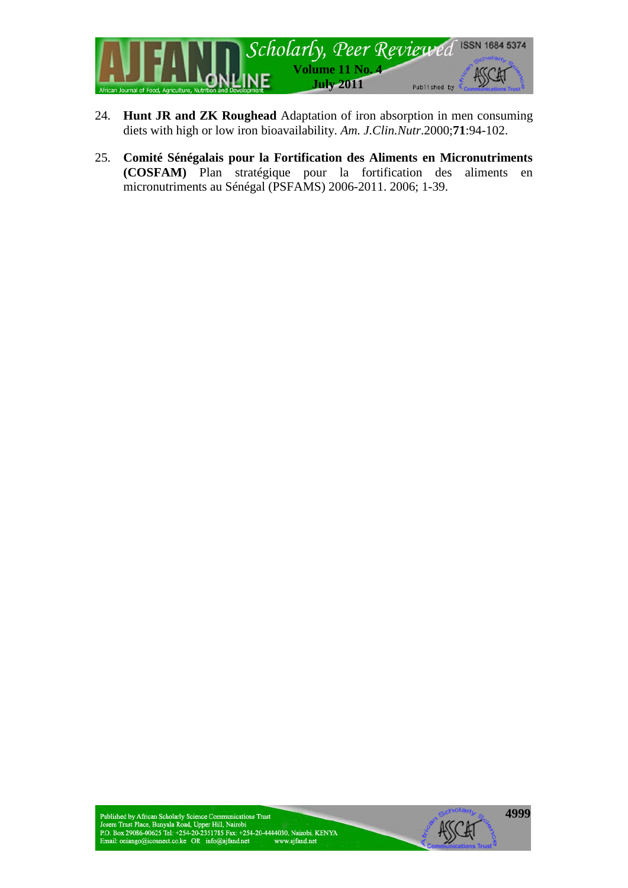24. **Hunt JR and ZK Roughead** Adaptation of iron absorption in men consuming diets with high or low iron bioavailability. *Am. J.Clin.Nutr*.2000;**71**:94-102.

25. **Comité Sénégalais pour la Fortification des Aliments en Micronutriments (COSFAM)** Plan stratégique pour la fortification des aliments en micronutriments au Sénégal (PSFAMS) 2006-2011. 2006; 1-39.